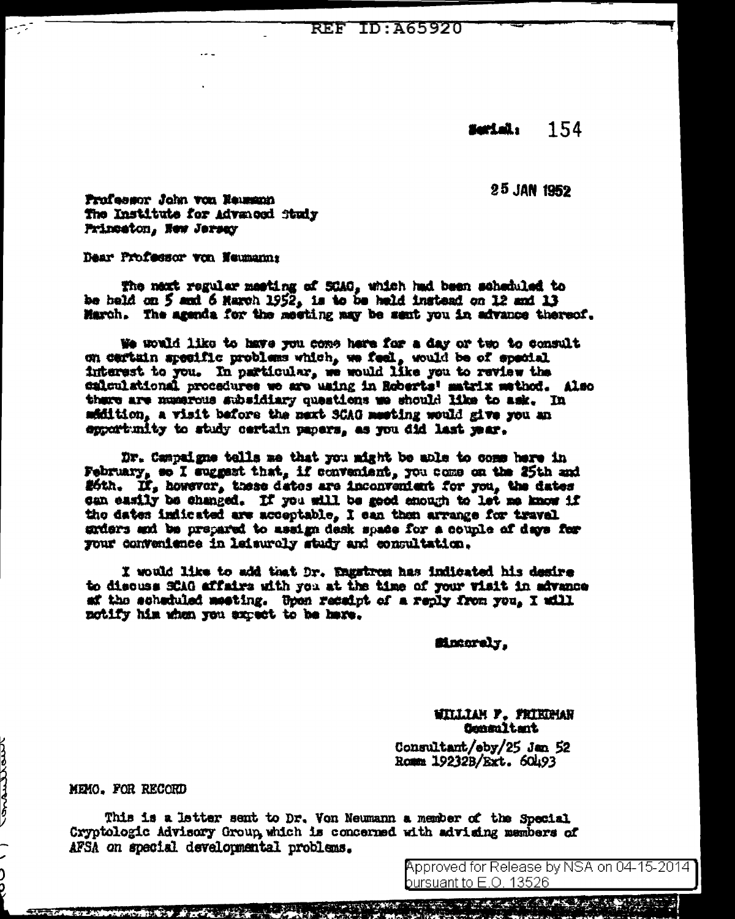REF ID:A65920

Serial: 154

25 JAN 1952

Professor John von Neumann
The Institute for Advanced Study
Princeton, New Jersey

Dear Professor von Neumann:

The next regular meeting of SCAG, which had been scheduled to be held on 5 and 6 March 1952, is to be held instead on 12 and 13 March. The agenda for the meeting may be sent you in advance thereof.

We would like to have you come here for a day or two to consult on certain specific problems which, we feel, would be of special interest to you. In particular, we would like you to review the calculational procedures we are using in Roberts' matrix method. Also there are numerous subsidiary questions we should like to ask. In addition, a visit before the next SCAG meeting would give you an opportunity to study certain papers, as you did last year.

Dr. Campaigne tells me that you might be able to come here in February, so I suggest that, if convenient, you come on the 25th and 26th. If, however, these dates are inconvenient for you, the dates can easily be changed. If you will be good enough to let me know if the dates indicated are acceptable, I can then arrange for travel orders and be prepared to assign desk space for a couple of days for your convenience in leisurely study and consultation.

I would like to add that Dr. Engstrom has indicated his desire to discuss SCAG affairs with you at the time of your visit in advance of the scheduled meeting. Upon receipt of a reply from you, I will notify him when you expect to be here.

Sincerely,

WILLIAM F. FRIEDMAN
Consultant

Consultant/eby/25 Jan 52
Room 19232B/Ext. 60493

MEMO. FOR RECORD

This is a letter sent to Dr. Von Neumann a member of the Special Cryptologic Advisory Group, which is concerned with advising members of AFSA on special developmental problems.

Approved for Release by NSA on 04-15-2014 pursuant to E.O. 13526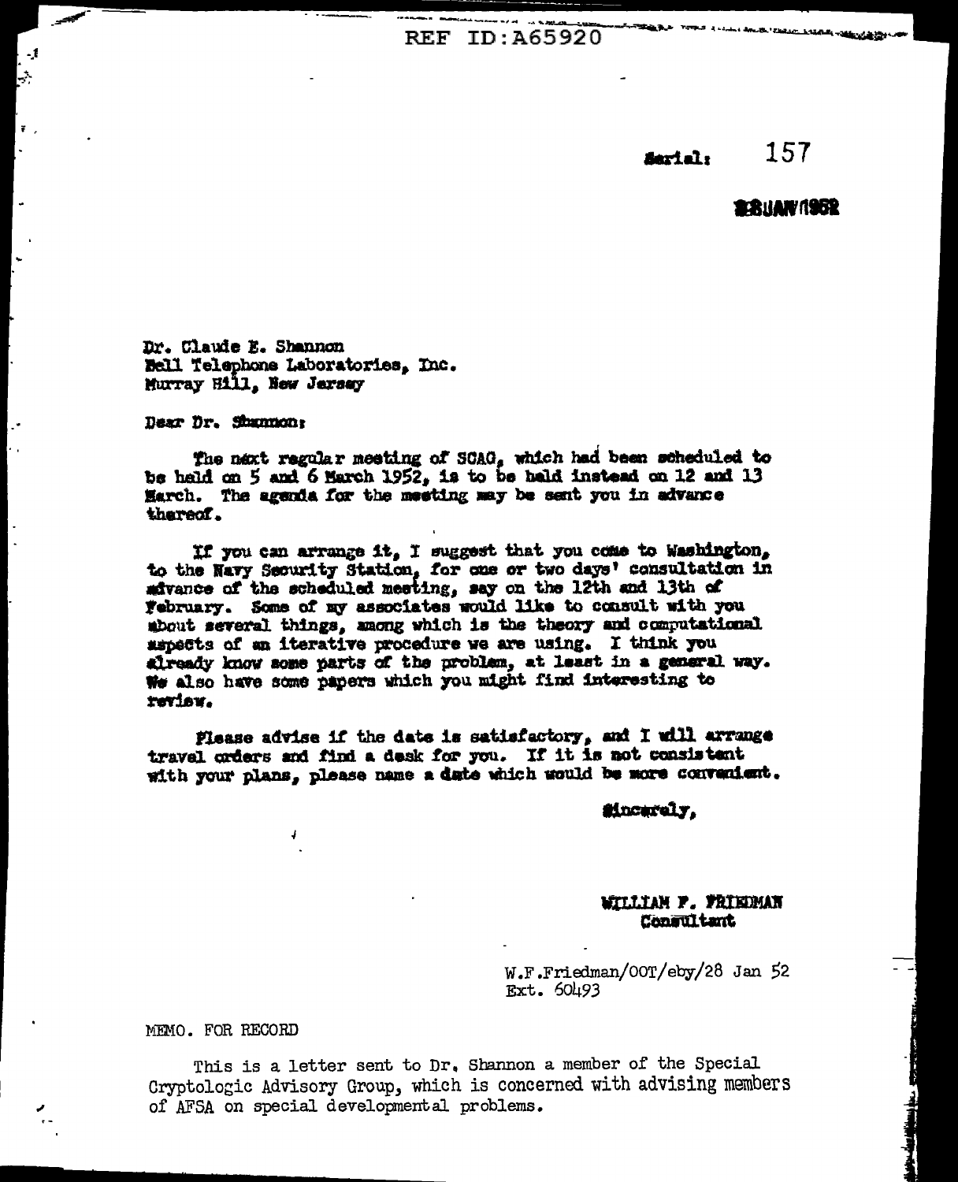REF ID:A65920

Serial: 157

28 JAN 1952

Dr. Claude E. Shannon
Bell Telephone Laboratories, Inc.
Murray Hill, New Jersey

Dear Dr. Shannon:

The next regular meeting of SCAG, which had been scheduled to be held on 5 and 6 March 1952, is to be held instead on 12 and 13 March. The agenda for the meeting may be sent you in advance thereof.

If you can arrange it, I suggest that you come to Washington, to the Navy Security Station, for one or two days' consultation in advance of the scheduled meeting, say on the 12th and 13th of February. Some of my associates would like to consult with you about several things, among which is the theory and computational aspects of an iterative procedure we are using. I think you already know some parts of the problem, at least in a general way. We also have some papers which you might find interesting to review.

Please advise if the date is satisfactory, and I will arrange travel orders and find a desk for you. If it is not consistent with your plans, please name a date which would be more convenient.

Sincerely,

WILLIAM F. FRIEDMAN
Consultant

W.F.Friedman/OOT/eby/28 Jan 52
Ext. 60493

MEMO. FOR RECORD

This is a letter sent to Dr. Shannon a member of the Special Cryptologic Advisory Group, which is concerned with advising members of AFSA on special developmental problems.